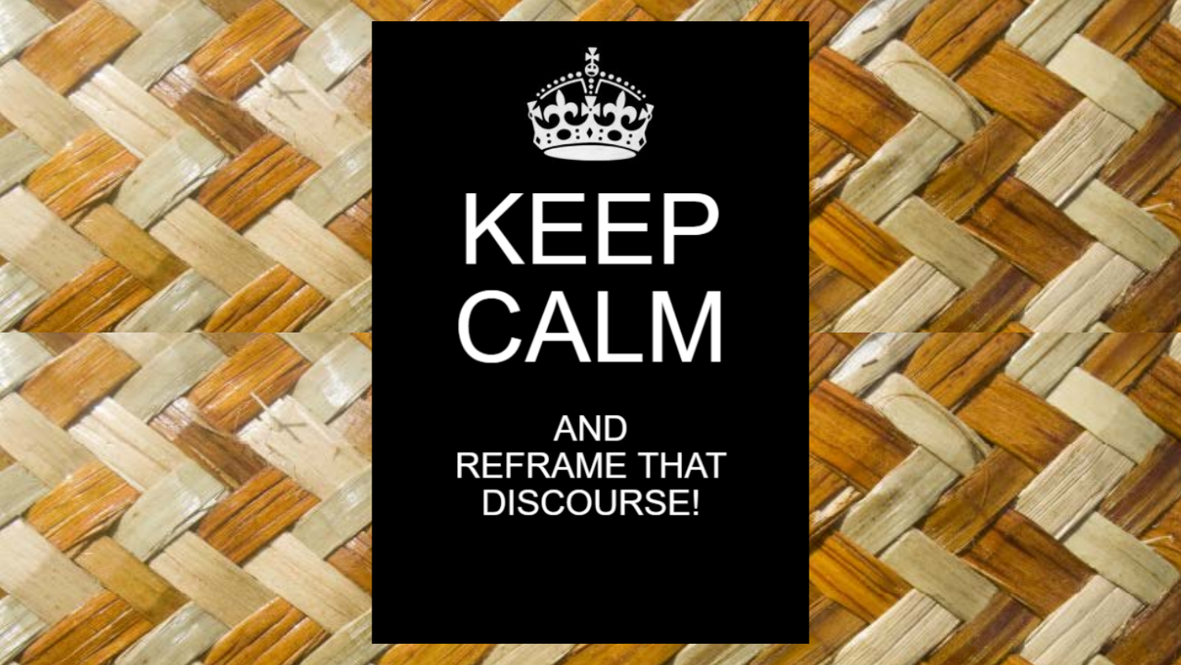# KEEP CALM

AND REFRAME THAT DISCOURSE!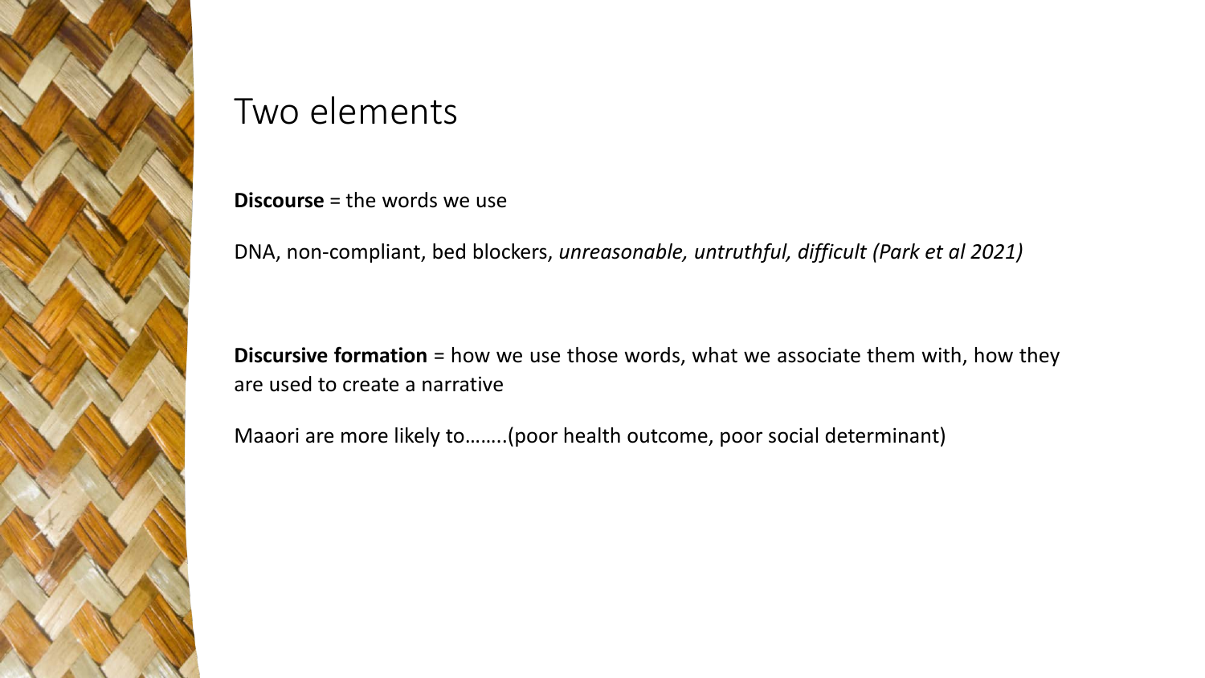# Two elements

**Discourse** = the words we use

DNA, non-compliant, bed blockers, *unreasonable, untruthful, difficult (Park et al 2021)*

**Discursive formation** = how we use those words, what we associate them with, how they are used to create a narrative

Maaori are more likely to……..(poor health outcome, poor social determinant)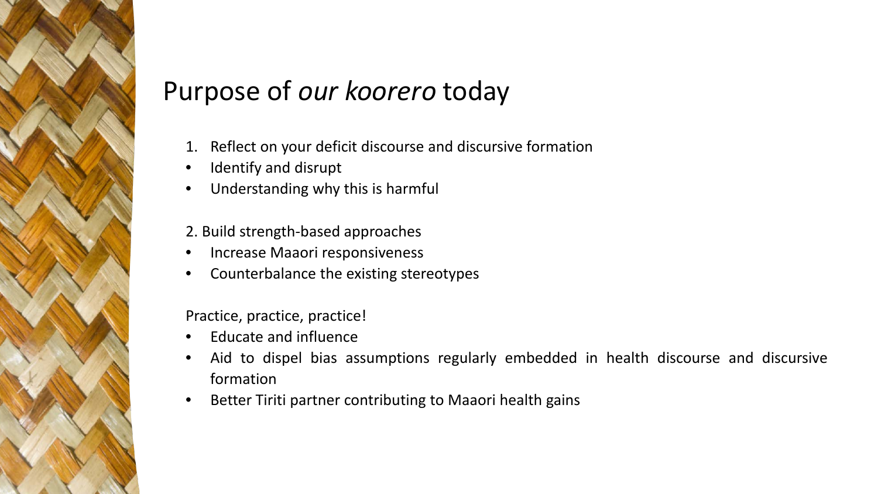# Purpose of *our koorero* today

1. Reflect on your deficit discourse and discursive formation
- Identify and disrupt
- Understanding why this is harmful

2. Build strength-based approaches
- Increase Maaori responsiveness
- Counterbalance the existing stereotypes

Practice, practice, practice!
- Educate and influence
- Aid to dispel bias assumptions regularly embedded in health discourse and discursive formation
- Better Tiriti partner contributing to Maaori health gains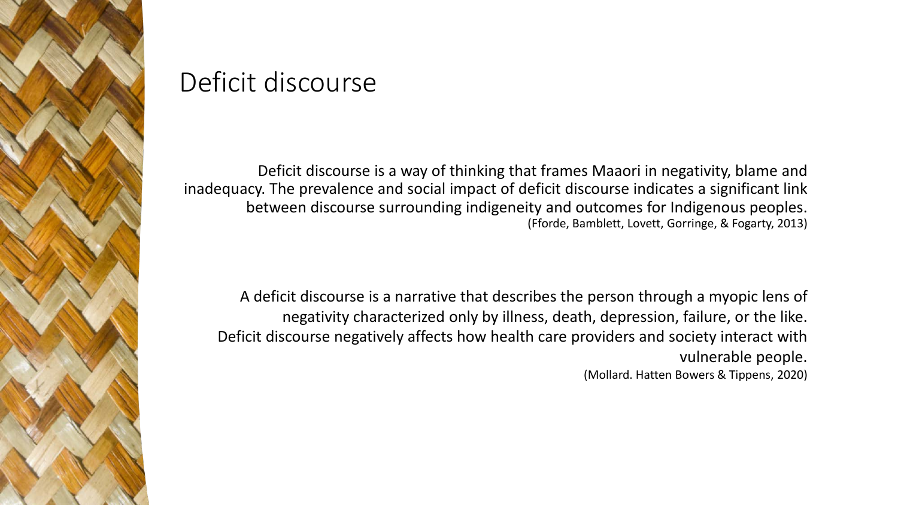# Deficit discourse

Deficit discourse is a way of thinking that frames Maaori in negativity, blame and inadequacy. The prevalence and social impact of deficit discourse indicates a significant link between discourse surrounding indigeneity and outcomes for Indigenous peoples.
(Fforde, Bamblett, Lovett, Gorringe, & Fogarty, 2013)

A deficit discourse is a narrative that describes the person through a myopic lens of negativity characterized only by illness, death, depression, failure, or the like. Deficit discourse negatively affects how health care providers and society interact with vulnerable people.
(Mollard. Hatten Bowers & Tippens, 2020)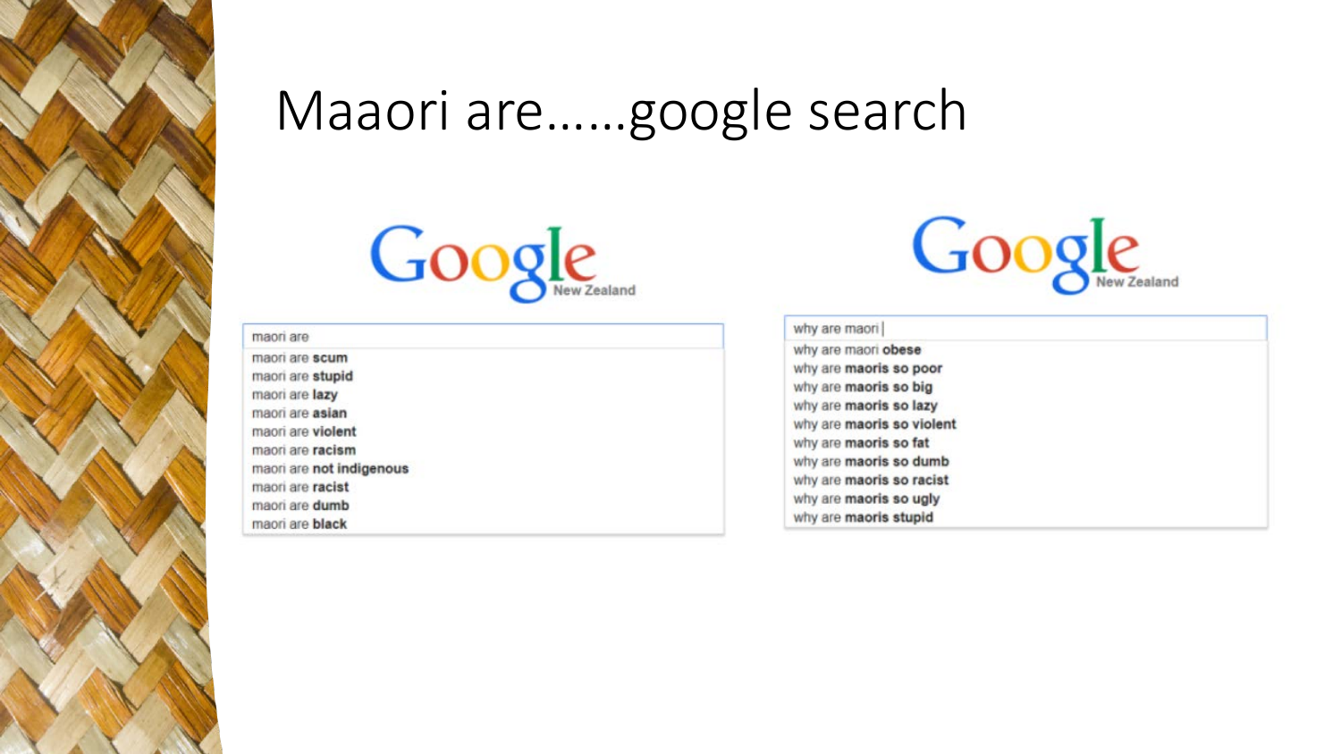# Maaori are……google search

Google New Zealand

maori are

- maori are **scum**
- maori are **stupid**
- maori are **lazy**
- maori are **asian**
- maori are **violent**
- maori are **racism**
- maori are **not indigenous**
- maori are **racist**
- maori are **dumb**
- maori are **black**

Google New Zealand

why are maori

- why are maori **obese**
- why are **maoris so poor**
- why are **maoris so big**
- why are **maoris so lazy**
- why are **maoris so violent**
- why are **maoris so fat**
- why are **maoris so dumb**
- why are **maoris so racist**
- why are **maoris so ugly**
- why are **maoris stupid**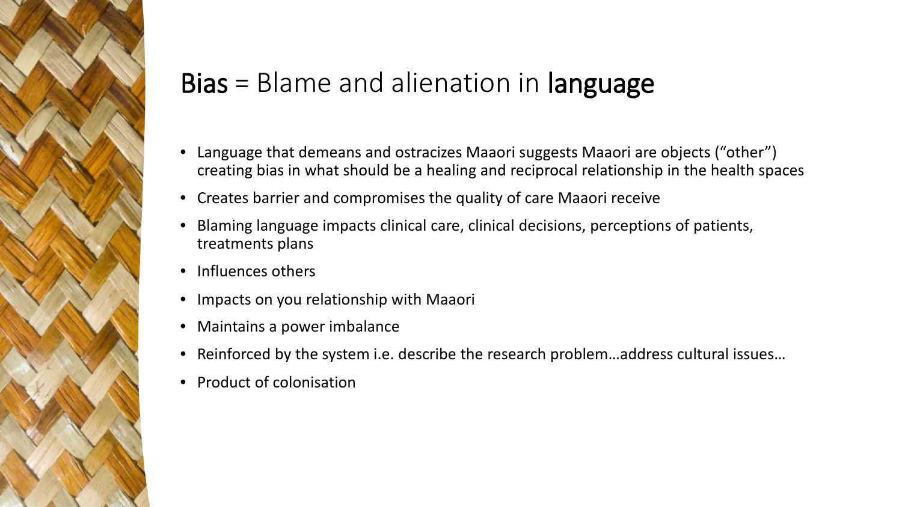# **Bias** = Blame and alienation in **language**

- Language that demeans and ostracizes Maaori suggests Maaori are objects ("other") creating bias in what should be a healing and reciprocal relationship in the health spaces
- Creates barrier and compromises the quality of care Maaori receive
- Blaming language impacts clinical care, clinical decisions, perceptions of patients, treatments plans
- Influences others
- Impacts on you relationship with Maaori
- Maintains a power imbalance
- Reinforced by the system i.e. describe the research problem…address cultural issues…
- Product of colonisation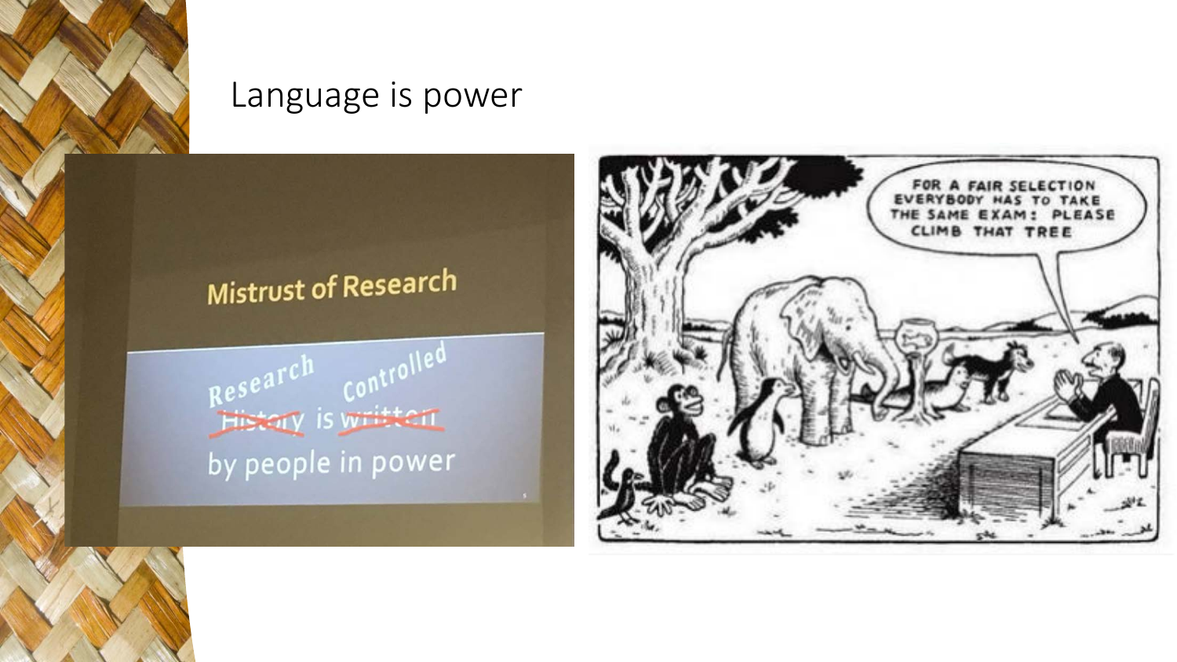# Language is power

## Mistrust of Research

~~History~~ Research is ~~written~~ controlled by people in power

FOR A FAIR SELECTION EVERYBODY HAS TO TAKE THE SAME EXAM: PLEASE CLIMB THAT TREE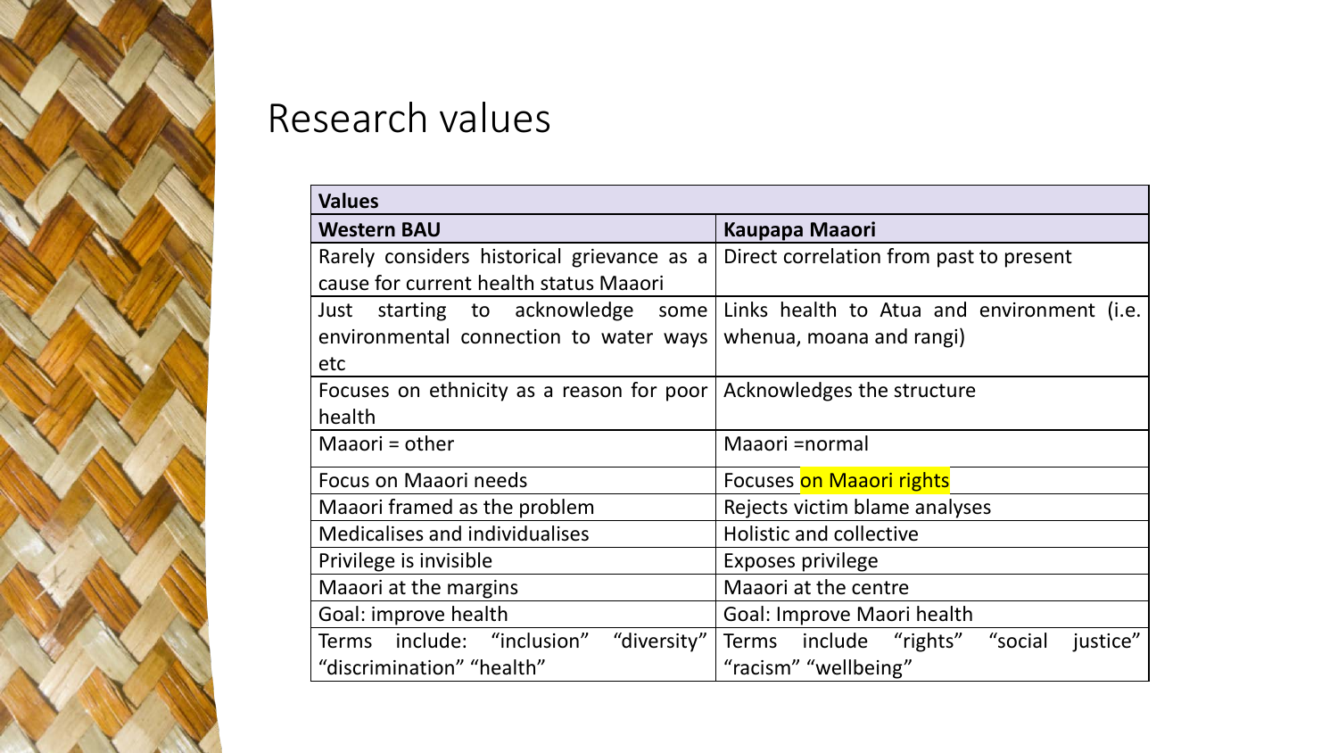# Research values

| Values | |
|---|---|
| **Western BAU** | **Kaupapa Maaori** |
| Rarely considers historical grievance as a cause for current health status Maaori | Direct correlation from past to present |
| Just starting to acknowledge some environmental connection to water ways etc | Links health to Atua and environment (i.e. whenua, moana and rangi) |
| Focuses on ethnicity as a reason for poor health | Acknowledges the structure |
| Maaori = other | Maaori =normal |
| Focus on Maaori needs | Focuses on Maaori rights |
| Maaori framed as the problem | Rejects victim blame analyses |
| Medicalises and individualises | Holistic and collective |
| Privilege is invisible | Exposes privilege |
| Maaori at the margins | Maaori at the centre |
| Goal: improve health | Goal: Improve Maori health |
| Terms include: “inclusion” “diversity” “discrimination” “health” | Terms include “rights” “social justice” “racism” “wellbeing” |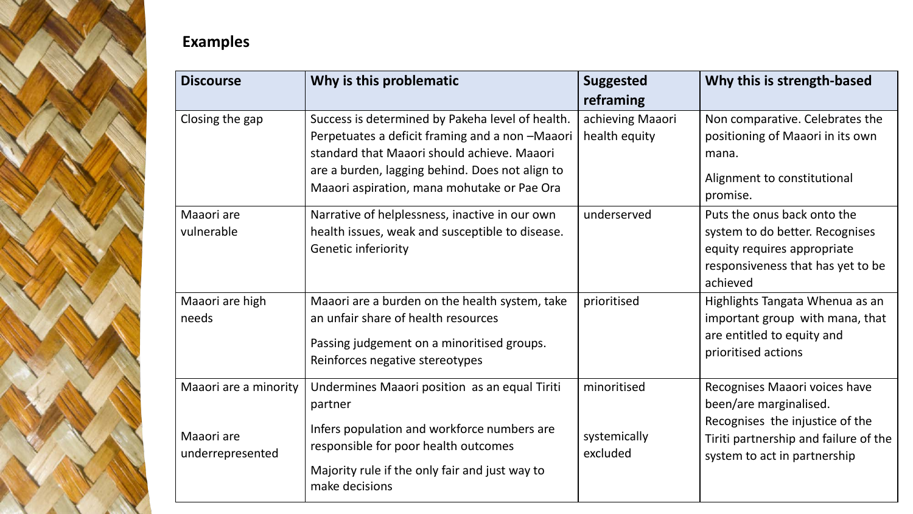## Examples

| Discourse | Why is this problematic | Suggested reframing | Why this is strength-based |
|---|---|---|---|
| Closing the gap | Success is determined by Pakeha level of health. Perpetuates a deficit framing and a non –Maaori standard that Maaori should achieve. Maaori are a burden, lagging behind. Does not align to Maaori aspiration, mana mohutake or Pae Ora | achieving Maaori health equity | Non comparative. Celebrates the positioning of Maaori in its own mana.<br><br>Alignment to constitutional promise. |
| Maaori are vulnerable | Narrative of helplessness, inactive in our own health issues, weak and susceptible to disease. Genetic inferiority | underserved | Puts the onus back onto the system to do better. Recognises equity requires appropriate responsiveness that has yet to be achieved |
| Maaori are high needs | Maaori are a burden on the health system, take an unfair share of health resources<br><br>Passing judgement on a minoritised groups. Reinforces negative stereotypes | prioritised | Highlights Tangata Whenua as an important group with mana, that are entitled to equity and prioritised actions |
| Maaori are a minority<br><br>Maaori are underrepresented | Undermines Maaori position as an equal Tiriti partner<br><br>Infers population and workforce numbers are responsible for poor health outcomes<br><br>Majority rule if the only fair and just way to make decisions | minoritised<br><br>systemically excluded | Recognises Maaori voices have been/are marginalised.<br><br>Recognises the injustice of the Tiriti partnership and failure of the system to act in partnership |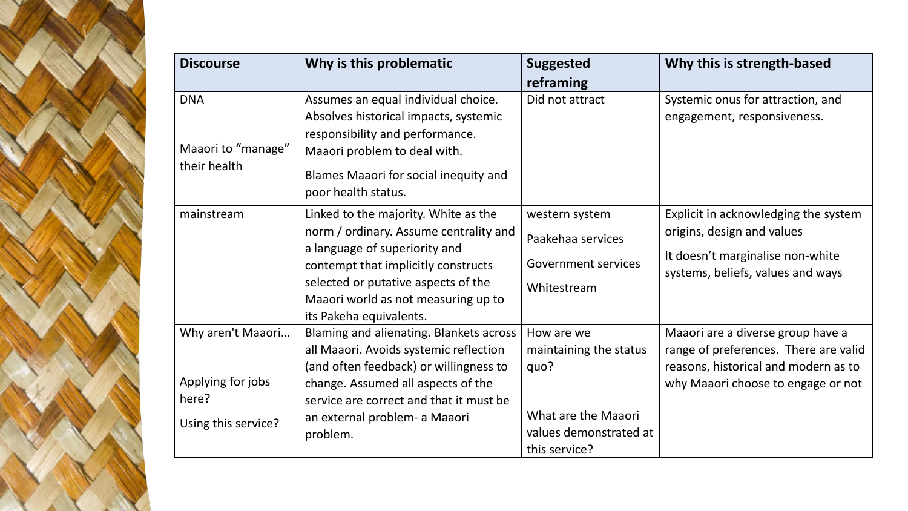| Discourse | Why is this problematic | Suggested reframing | Why this is strength-based |
|---|---|---|---|
| DNA<br><br>Maaori to "manage" their health | Assumes an equal individual choice. Absolves historical impacts, systemic responsibility and performance. Maaori problem to deal with.<br><br>Blames Maaori for social inequity and poor health status. | Did not attract | Systemic onus for attraction, and engagement, responsiveness. |
| mainstream | Linked to the majority. White as the norm / ordinary. Assume centrality and a language of superiority and contempt that implicitly constructs selected or putative aspects of the Maaori world as not measuring up to its Pakeha equivalents. | western system<br><br>Paakehaa services<br><br>Government services<br><br>Whitestream | Explicit in acknowledging the system origins, design and values<br><br>It doesn't marginalise non-white systems, beliefs, values and ways |
| Why aren't Maaori…<br><br>Applying for jobs here?<br><br>Using this service? | Blaming and alienating. Blankets across all Maaori. Avoids systemic reflection (and often feedback) or willingness to change. Assumed all aspects of the service are correct and that it must be an external problem- a Maaori problem. | How are we maintaining the status quo?<br><br>What are the Maaori values demonstrated at this service? | Maaori are a diverse group have a range of preferences. There are valid reasons, historical and modern as to why Maaori choose to engage or not |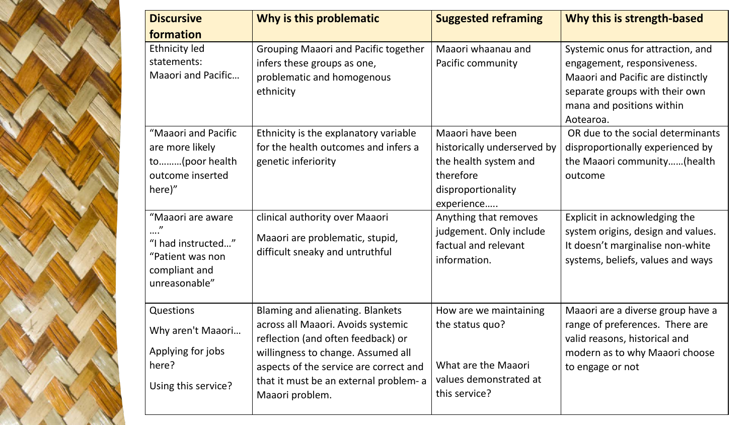| Discursive formation | Why is this problematic | Suggested reframing | Why this is strength-based |
|---|---|---|---|
| Ethnicity led statements: Maaori and Pacific… | Grouping Maaori and Pacific together infers these groups as one, problematic and homogenous ethnicity | Maaori whaanau and Pacific community | Systemic onus for attraction, and engagement, responsiveness. Maaori and Pacific are distinctly separate groups with their own mana and positions within Aotearoa. |
| "Maaori and Pacific are more likely to………(poor health outcome inserted here)" | Ethnicity is the explanatory variable for the health outcomes and infers a genetic inferiority | Maaori have been historically underserved by the health system and therefore disproportionality experience….. | OR due to the social determinants disproportionally experienced by the Maaori community……(health outcome |
| "Maaori are aware …." "I had instructed…" "Patient was non compliant and unreasonable" | clinical authority over Maaori<br>Maaori are problematic, stupid, difficult sneaky and untruthful | Anything that removes judgement. Only include factual and relevant information. | Explicit in acknowledging the system origins, design and values. It doesn't marginalise non-white systems, beliefs, values and ways |
| Questions<br>Why aren't Maaori…<br>Applying for jobs here?<br>Using this service? | Blaming and alienating. Blankets across all Maaori. Avoids systemic reflection (and often feedback) or willingness to change. Assumed all aspects of the service are correct and that it must be an external problem- a Maaori problem. | How are we maintaining the status quo?<br>What are the Maaori values demonstrated at this service? | Maaori are a diverse group have a range of preferences. There are valid reasons, historical and modern as to why Maaori choose to engage or not |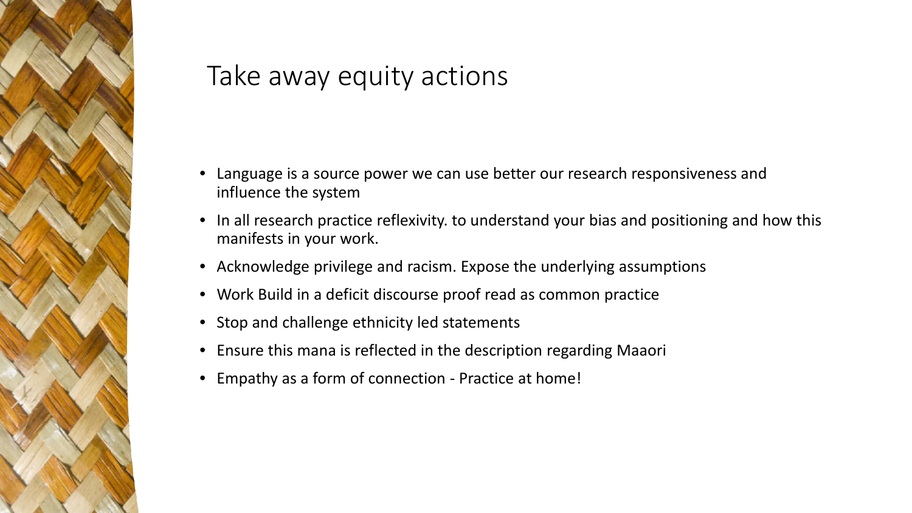# Take away equity actions

- Language is a source power we can use better our research responsiveness and influence the system
- In all research practice reflexivity. to understand your bias and positioning and how this manifests in your work.
- Acknowledge privilege and racism. Expose the underlying assumptions
- Work Build in a deficit discourse proof read as common practice
- Stop and challenge ethnicity led statements
- Ensure this mana is reflected in the description regarding Maaori
- Empathy as a form of connection - Practice at home!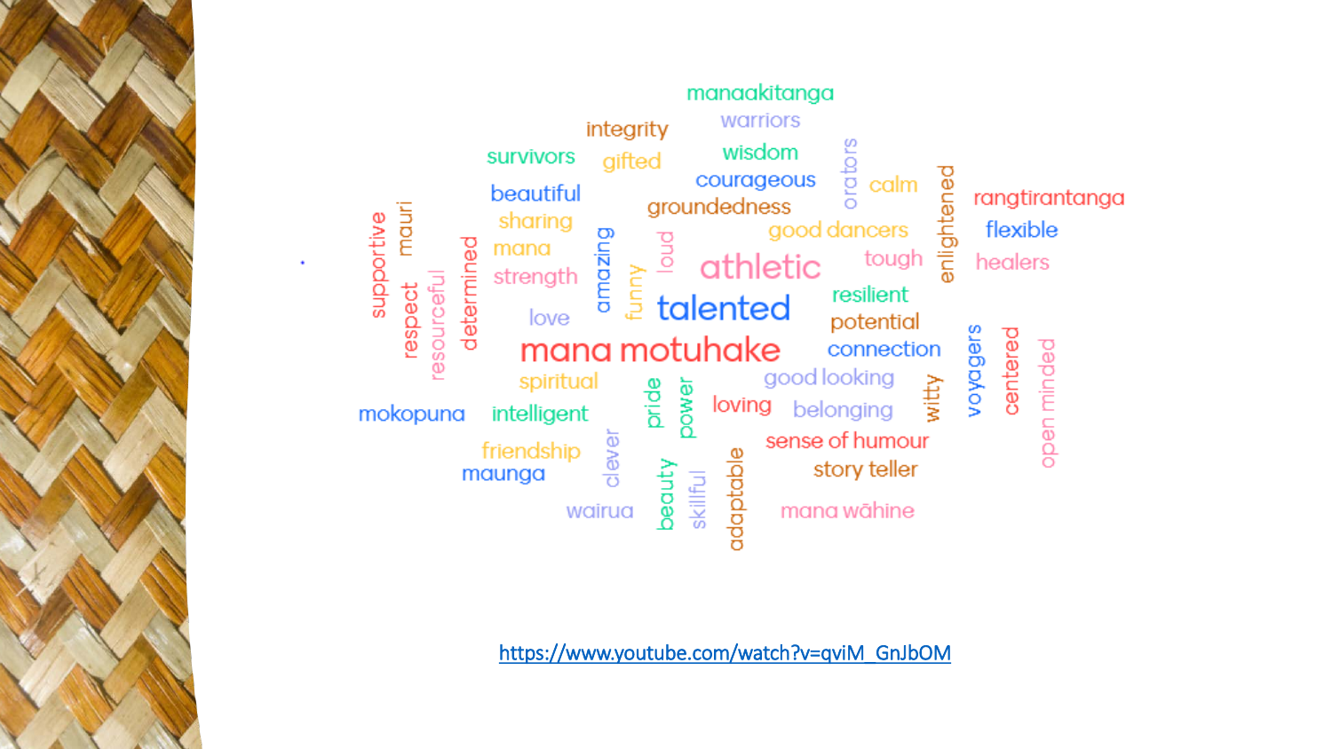manaakitanga

warriors

integrity

survivors

gifted

wisdom

orators

calm

enlightened

rangtirantanga

courageous

beautiful

groundedness

sharing

good dancers

flexible

mana

amazing

loud

athletic

tough

healers

supportive

mauri

strength

funny

determined

resilient

respect

resourceful

love

talented

potential

mana motuhake

connection

voyagers

centered

open minded

spiritual

good looking

witty

pride

power

loving

belonging

mokopuna

intelligent

sense of humour

friendship

clever

maunga

story teller

beauty

skillful

adaptable

wairua

mana wāhine

https://www.youtube.com/watch?v=qviM_GnJbOM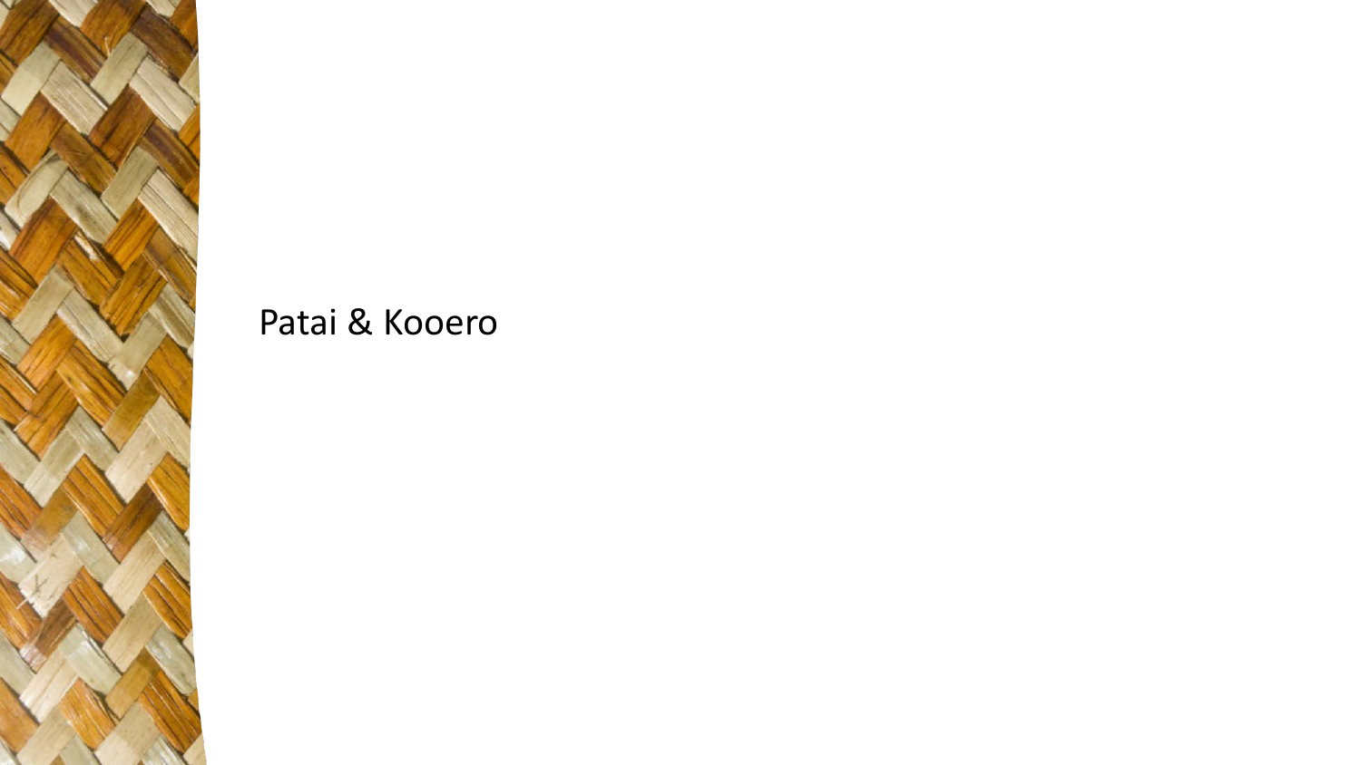Patai & Kooero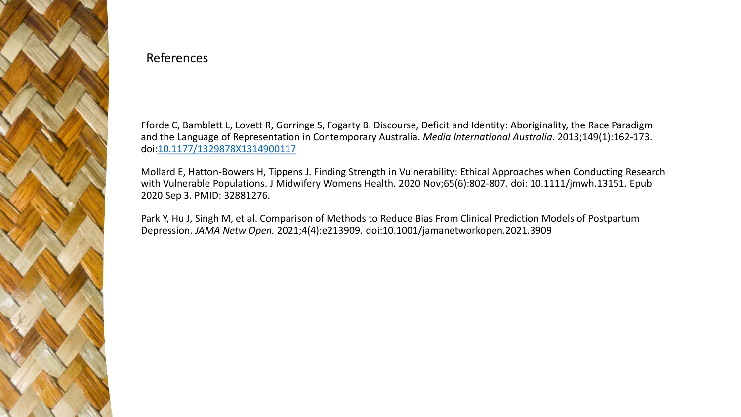# References

Fforde C, Bamblett L, Lovett R, Gorringe S, Fogarty B. Discourse, Deficit and Identity: Aboriginality, the Race Paradigm and the Language of Representation in Contemporary Australia. *Media International Australia*. 2013;149(1):162-173. doi:[10.1177/1329878X1314900117](https://doi.org/10.1177/1329878X1314900117)

Mollard E, Hatton-Bowers H, Tippens J. Finding Strength in Vulnerability: Ethical Approaches when Conducting Research with Vulnerable Populations. J Midwifery Womens Health. 2020 Nov;65(6):802-807. doi: 10.1111/jmwh.13151. Epub 2020 Sep 3. PMID: 32881276.

Park Y, Hu J, Singh M, et al. Comparison of Methods to Reduce Bias From Clinical Prediction Models of Postpartum Depression. *JAMA Netw Open.* 2021;4(4):e213909. doi:10.1001/jamanetworkopen.2021.3909